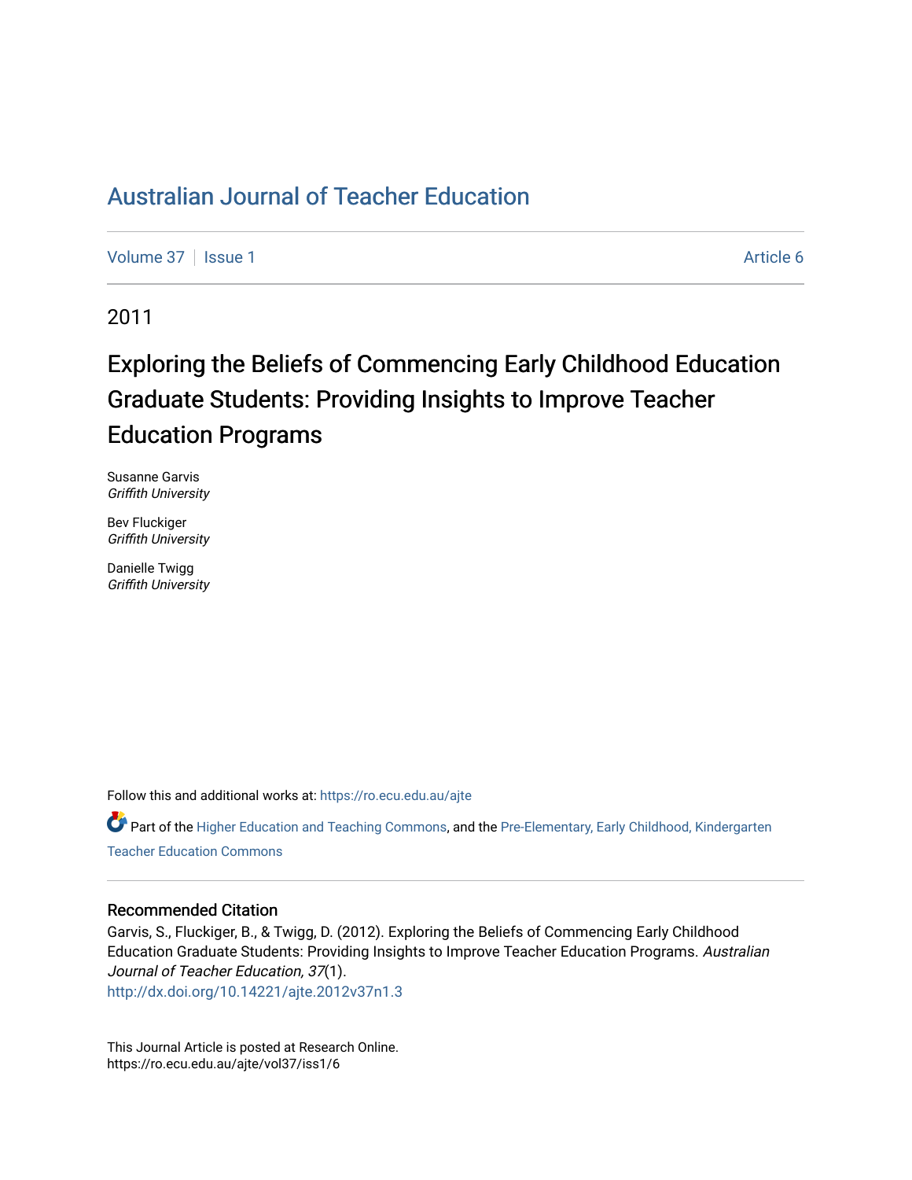# Australian Journal of Teacher Education

Volume 37 | Issue 1 | Article 6

2011

## Exploring the Beliefs of Commencing Early Childhood Education Graduate Students: Providing Insights to Improve Teacher Education Programs

Susanne Garvis
*Griffith University*

Bev Fluckiger
*Griffith University*

Danielle Twigg
*Griffith University*

Follow this and additional works at: https://ro.ecu.edu.au/ajte

Part of the Higher Education and Teaching Commons, and the Pre-Elementary, Early Childhood, Kindergarten Teacher Education Commons

### Recommended Citation

Garvis, S., Fluckiger, B., & Twigg, D. (2012). Exploring the Beliefs of Commencing Early Childhood Education Graduate Students: Providing Insights to Improve Teacher Education Programs. *Australian Journal of Teacher Education, 37*(1).
http://dx.doi.org/10.14221/ajte.2012v37n1.3

This Journal Article is posted at Research Online.
https://ro.ecu.edu.au/ajte/vol37/iss1/6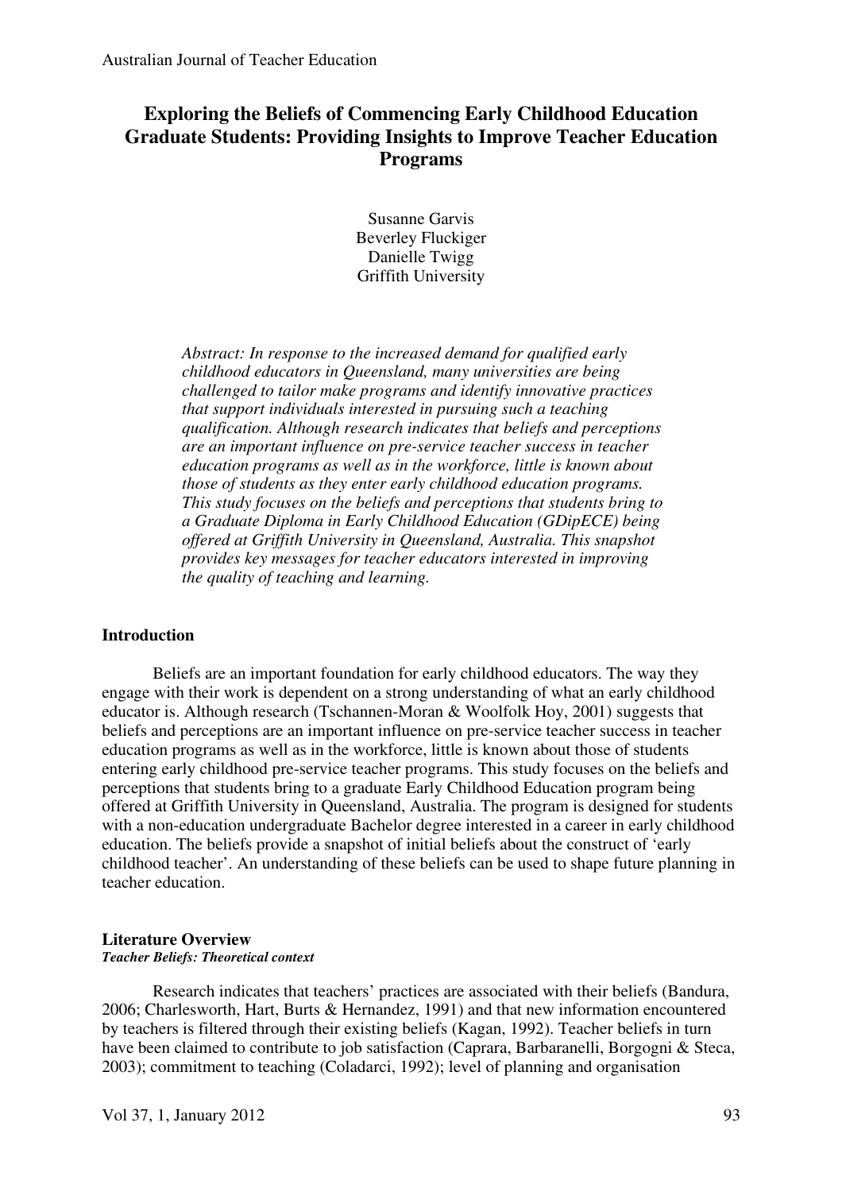# Exploring the Beliefs of Commencing Early Childhood Education Graduate Students: Providing Insights to Improve Teacher Education Programs

Susanne Garvis
Beverley Fluckiger
Danielle Twigg
Griffith University

*Abstract: In response to the increased demand for qualified early childhood educators in Queensland, many universities are being challenged to tailor make programs and identify innovative practices that support individuals interested in pursuing such a teaching qualification. Although research indicates that beliefs and perceptions are an important influence on pre-service teacher success in teacher education programs as well as in the workforce, little is known about those of students as they enter early childhood education programs. This study focuses on the beliefs and perceptions that students bring to a Graduate Diploma in Early Childhood Education (GDipECE) being offered at Griffith University in Queensland, Australia. This snapshot provides key messages for teacher educators interested in improving the quality of teaching and learning.*

## Introduction

Beliefs are an important foundation for early childhood educators. The way they engage with their work is dependent on a strong understanding of what an early childhood educator is. Although research (Tschannen-Moran & Woolfolk Hoy, 2001) suggests that beliefs and perceptions are an important influence on pre-service teacher success in teacher education programs as well as in the workforce, little is known about those of students entering early childhood pre-service teacher programs. This study focuses on the beliefs and perceptions that students bring to a graduate Early Childhood Education program being offered at Griffith University in Queensland, Australia. The program is designed for students with a non-education undergraduate Bachelor degree interested in a career in early childhood education. The beliefs provide a snapshot of initial beliefs about the construct of 'early childhood teacher'. An understanding of these beliefs can be used to shape future planning in teacher education.

## Literature Overview

### *Teacher Beliefs: Theoretical context*

Research indicates that teachers' practices are associated with their beliefs (Bandura, 2006; Charlesworth, Hart, Burts & Hernandez, 1991) and that new information encountered by teachers is filtered through their existing beliefs (Kagan, 1992). Teacher beliefs in turn have been claimed to contribute to job satisfaction (Caprara, Barbaranelli, Borgogni & Steca, 2003); commitment to teaching (Coladarci, 1992); level of planning and organisation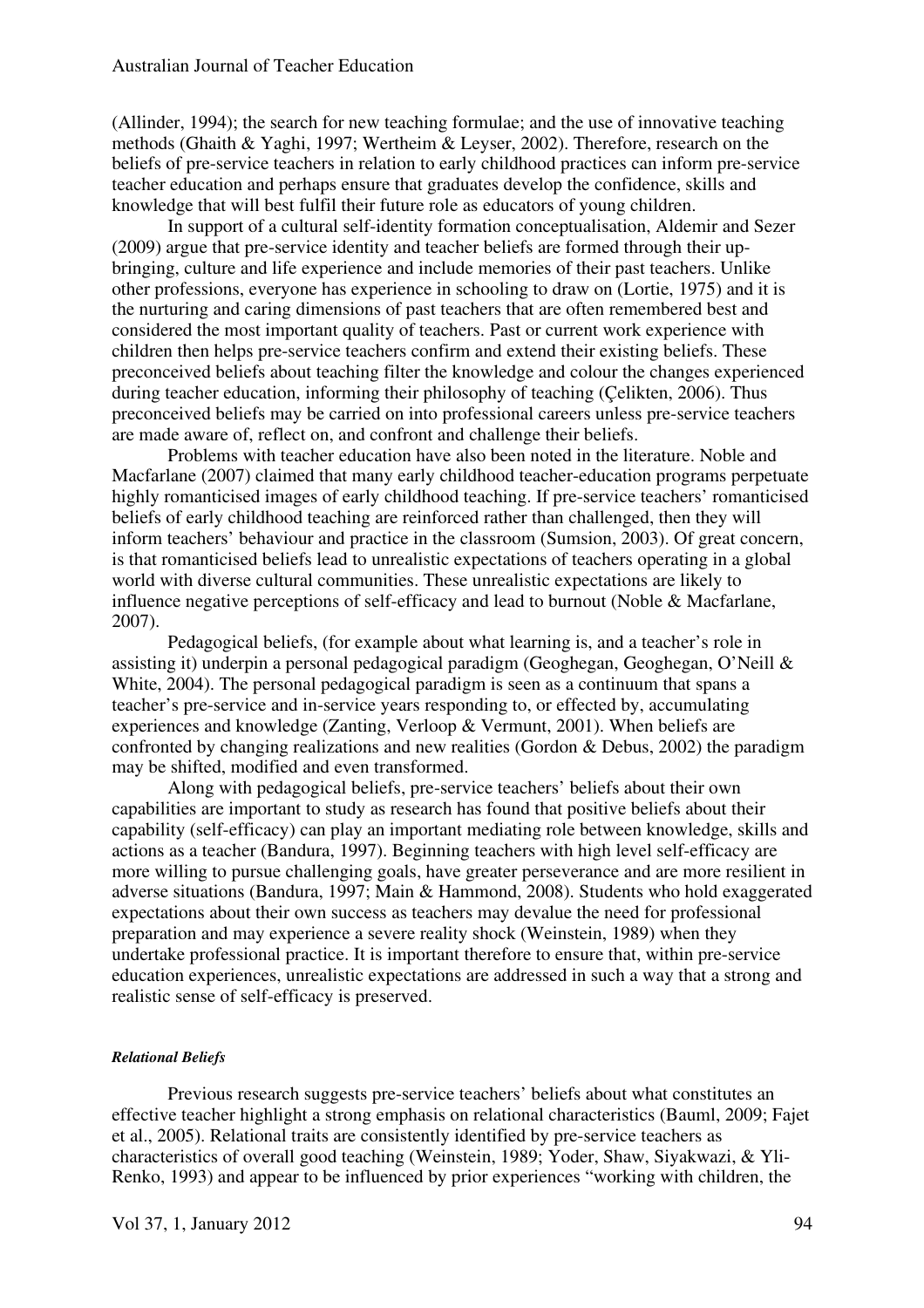(Allinder, 1994); the search for new teaching formulae; and the use of innovative teaching methods (Ghaith & Yaghi, 1997; Wertheim & Leyser, 2002). Therefore, research on the beliefs of pre-service teachers in relation to early childhood practices can inform pre-service teacher education and perhaps ensure that graduates develop the confidence, skills and knowledge that will best fulfil their future role as educators of young children.

In support of a cultural self-identity formation conceptualisation, Aldemir and Sezer (2009) argue that pre-service identity and teacher beliefs are formed through their up-bringing, culture and life experience and include memories of their past teachers. Unlike other professions, everyone has experience in schooling to draw on (Lortie, 1975) and it is the nurturing and caring dimensions of past teachers that are often remembered best and considered the most important quality of teachers. Past or current work experience with children then helps pre-service teachers confirm and extend their existing beliefs. These preconceived beliefs about teaching filter the knowledge and colour the changes experienced during teacher education, informing their philosophy of teaching (Çelikten, 2006). Thus preconceived beliefs may be carried on into professional careers unless pre-service teachers are made aware of, reflect on, and confront and challenge their beliefs.

Problems with teacher education have also been noted in the literature. Noble and Macfarlane (2007) claimed that many early childhood teacher-education programs perpetuate highly romanticised images of early childhood teaching. If pre-service teachers' romanticised beliefs of early childhood teaching are reinforced rather than challenged, then they will inform teachers' behaviour and practice in the classroom (Sumsion, 2003). Of great concern, is that romanticised beliefs lead to unrealistic expectations of teachers operating in a global world with diverse cultural communities. These unrealistic expectations are likely to influence negative perceptions of self-efficacy and lead to burnout (Noble & Macfarlane, 2007).

Pedagogical beliefs, (for example about what learning is, and a teacher's role in assisting it) underpin a personal pedagogical paradigm (Geoghegan, Geoghegan, O'Neill & White, 2004). The personal pedagogical paradigm is seen as a continuum that spans a teacher's pre-service and in-service years responding to, or effected by, accumulating experiences and knowledge (Zanting, Verloop & Vermunt, 2001). When beliefs are confronted by changing realizations and new realities (Gordon & Debus, 2002) the paradigm may be shifted, modified and even transformed.

Along with pedagogical beliefs, pre-service teachers' beliefs about their own capabilities are important to study as research has found that positive beliefs about their capability (self-efficacy) can play an important mediating role between knowledge, skills and actions as a teacher (Bandura, 1997). Beginning teachers with high level self-efficacy are more willing to pursue challenging goals, have greater perseverance and are more resilient in adverse situations (Bandura, 1997; Main & Hammond, 2008). Students who hold exaggerated expectations about their own success as teachers may devalue the need for professional preparation and may experience a severe reality shock (Weinstein, 1989) when they undertake professional practice. It is important therefore to ensure that, within pre-service education experiences, unrealistic expectations are addressed in such a way that a strong and realistic sense of self-efficacy is preserved.

#### *Relational Beliefs*

Previous research suggests pre-service teachers' beliefs about what constitutes an effective teacher highlight a strong emphasis on relational characteristics (Bauml, 2009; Fajet et al., 2005). Relational traits are consistently identified by pre-service teachers as characteristics of overall good teaching (Weinstein, 1989; Yoder, Shaw, Siyakwazi, & Yli-Renko, 1993) and appear to be influenced by prior experiences "working with children, the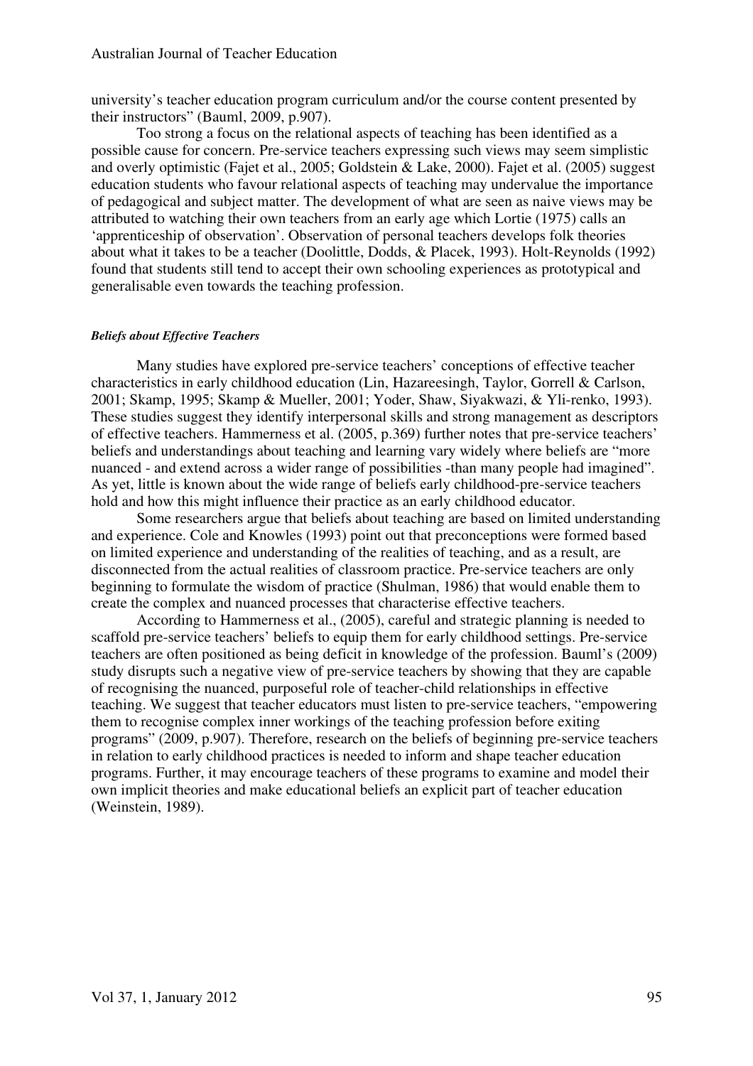university's teacher education program curriculum and/or the course content presented by their instructors" (Bauml, 2009, p.907).

Too strong a focus on the relational aspects of teaching has been identified as a possible cause for concern. Pre-service teachers expressing such views may seem simplistic and overly optimistic (Fajet et al., 2005; Goldstein & Lake, 2000). Fajet et al. (2005) suggest education students who favour relational aspects of teaching may undervalue the importance of pedagogical and subject matter. The development of what are seen as naive views may be attributed to watching their own teachers from an early age which Lortie (1975) calls an 'apprenticeship of observation'. Observation of personal teachers develops folk theories about what it takes to be a teacher (Doolittle, Dodds, & Placek, 1993). Holt-Reynolds (1992) found that students still tend to accept their own schooling experiences as prototypical and generalisable even towards the teaching profession.

#### *Beliefs about Effective Teachers*

Many studies have explored pre-service teachers' conceptions of effective teacher characteristics in early childhood education (Lin, Hazareesingh, Taylor, Gorrell & Carlson, 2001; Skamp, 1995; Skamp & Mueller, 2001; Yoder, Shaw, Siyakwazi, & Yli-renko, 1993). These studies suggest they identify interpersonal skills and strong management as descriptors of effective teachers. Hammerness et al. (2005, p.369) further notes that pre-service teachers' beliefs and understandings about teaching and learning vary widely where beliefs are "more nuanced - and extend across a wider range of possibilities -than many people had imagined". As yet, little is known about the wide range of beliefs early childhood-pre-service teachers hold and how this might influence their practice as an early childhood educator.

Some researchers argue that beliefs about teaching are based on limited understanding and experience. Cole and Knowles (1993) point out that preconceptions were formed based on limited experience and understanding of the realities of teaching, and as a result, are disconnected from the actual realities of classroom practice. Pre-service teachers are only beginning to formulate the wisdom of practice (Shulman, 1986) that would enable them to create the complex and nuanced processes that characterise effective teachers.

According to Hammerness et al., (2005), careful and strategic planning is needed to scaffold pre-service teachers' beliefs to equip them for early childhood settings. Pre-service teachers are often positioned as being deficit in knowledge of the profession. Bauml's (2009) study disrupts such a negative view of pre-service teachers by showing that they are capable of recognising the nuanced, purposeful role of teacher-child relationships in effective teaching. We suggest that teacher educators must listen to pre-service teachers, "empowering them to recognise complex inner workings of the teaching profession before exiting programs" (2009, p.907). Therefore, research on the beliefs of beginning pre-service teachers in relation to early childhood practices is needed to inform and shape teacher education programs. Further, it may encourage teachers of these programs to examine and model their own implicit theories and make educational beliefs an explicit part of teacher education (Weinstein, 1989).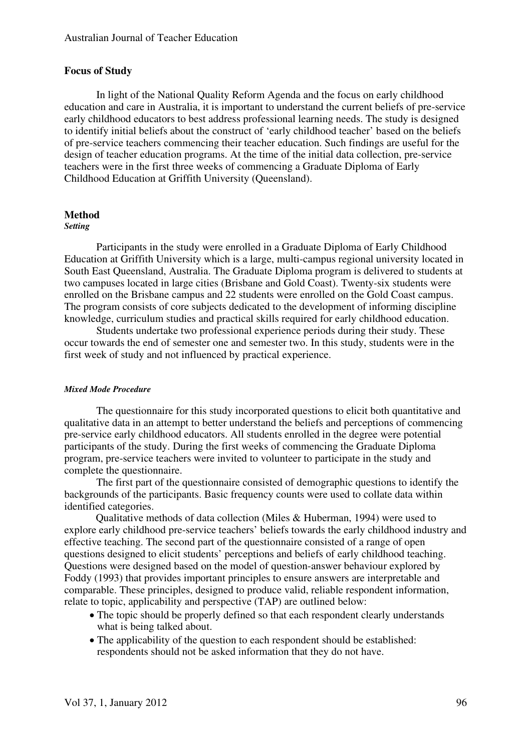## Focus of Study

In light of the National Quality Reform Agenda and the focus on early childhood education and care in Australia, it is important to understand the current beliefs of pre-service early childhood educators to best address professional learning needs. The study is designed to identify initial beliefs about the construct of 'early childhood teacher' based on the beliefs of pre-service teachers commencing their teacher education. Such findings are useful for the design of teacher education programs. At the time of the initial data collection, pre-service teachers were in the first three weeks of commencing a Graduate Diploma of Early Childhood Education at Griffith University (Queensland).

## Method

### *Setting*

Participants in the study were enrolled in a Graduate Diploma of Early Childhood Education at Griffith University which is a large, multi-campus regional university located in South East Queensland, Australia. The Graduate Diploma program is delivered to students at two campuses located in large cities (Brisbane and Gold Coast). Twenty-six students were enrolled on the Brisbane campus and 22 students were enrolled on the Gold Coast campus. The program consists of core subjects dedicated to the development of informing discipline knowledge, curriculum studies and practical skills required for early childhood education.

Students undertake two professional experience periods during their study. These occur towards the end of semester one and semester two. In this study, students were in the first week of study and not influenced by practical experience.

### *Mixed Mode Procedure*

The questionnaire for this study incorporated questions to elicit both quantitative and qualitative data in an attempt to better understand the beliefs and perceptions of commencing pre-service early childhood educators. All students enrolled in the degree were potential participants of the study. During the first weeks of commencing the Graduate Diploma program, pre-service teachers were invited to volunteer to participate in the study and complete the questionnaire.

The first part of the questionnaire consisted of demographic questions to identify the backgrounds of the participants. Basic frequency counts were used to collate data within identified categories.

Qualitative methods of data collection (Miles & Huberman, 1994) were used to explore early childhood pre-service teachers' beliefs towards the early childhood industry and effective teaching. The second part of the questionnaire consisted of a range of open questions designed to elicit students' perceptions and beliefs of early childhood teaching. Questions were designed based on the model of question-answer behaviour explored by Foddy (1993) that provides important principles to ensure answers are interpretable and comparable. These principles, designed to produce valid, reliable respondent information, relate to topic, applicability and perspective (TAP) are outlined below:

- The topic should be properly defined so that each respondent clearly understands what is being talked about.
- The applicability of the question to each respondent should be established: respondents should not be asked information that they do not have.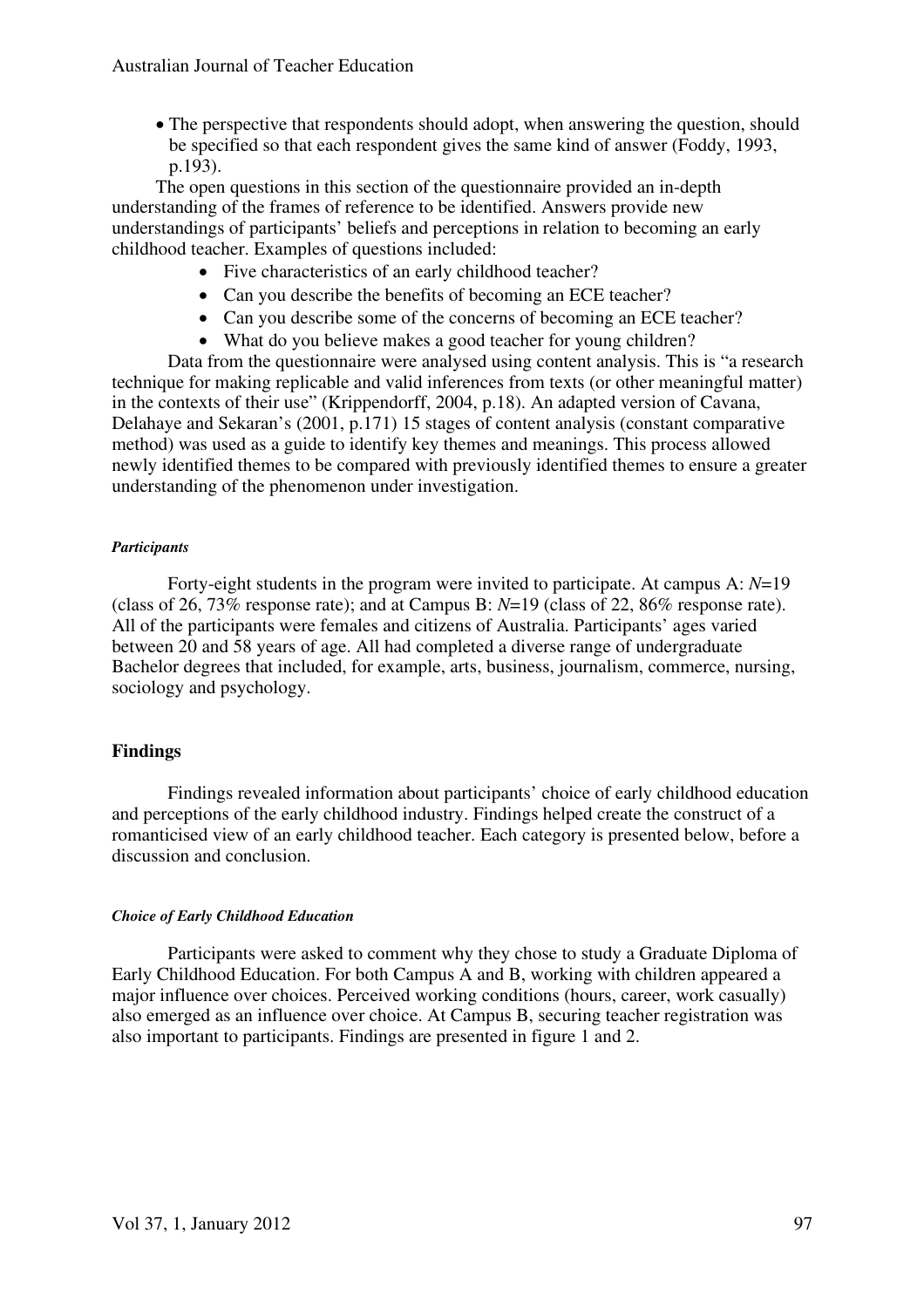- The perspective that respondents should adopt, when answering the question, should be specified so that each respondent gives the same kind of answer (Foddy, 1993, p.193).

The open questions in this section of the questionnaire provided an in-depth understanding of the frames of reference to be identified. Answers provide new understandings of participants' beliefs and perceptions in relation to becoming an early childhood teacher. Examples of questions included:

- Five characteristics of an early childhood teacher?
- Can you describe the benefits of becoming an ECE teacher?
- Can you describe some of the concerns of becoming an ECE teacher?
- What do you believe makes a good teacher for young children?

Data from the questionnaire were analysed using content analysis. This is "a research technique for making replicable and valid inferences from texts (or other meaningful matter) in the contexts of their use" (Krippendorff, 2004, p.18). An adapted version of Cavana, Delahaye and Sekaran's (2001, p.171) 15 stages of content analysis (constant comparative method) was used as a guide to identify key themes and meanings. This process allowed newly identified themes to be compared with previously identified themes to ensure a greater understanding of the phenomenon under investigation.

#### *Participants*

Forty-eight students in the program were invited to participate. At campus A: *N*=19 (class of 26, 73% response rate); and at Campus B: *N*=19 (class of 22, 86% response rate). All of the participants were females and citizens of Australia. Participants' ages varied between 20 and 58 years of age. All had completed a diverse range of undergraduate Bachelor degrees that included, for example, arts, business, journalism, commerce, nursing, sociology and psychology.

## Findings

Findings revealed information about participants' choice of early childhood education and perceptions of the early childhood industry. Findings helped create the construct of a romanticised view of an early childhood teacher. Each category is presented below, before a discussion and conclusion.

#### *Choice of Early Childhood Education*

Participants were asked to comment why they chose to study a Graduate Diploma of Early Childhood Education. For both Campus A and B, working with children appeared a major influence over choices. Perceived working conditions (hours, career, work casually) also emerged as an influence over choice. At Campus B, securing teacher registration was also important to participants. Findings are presented in figure 1 and 2.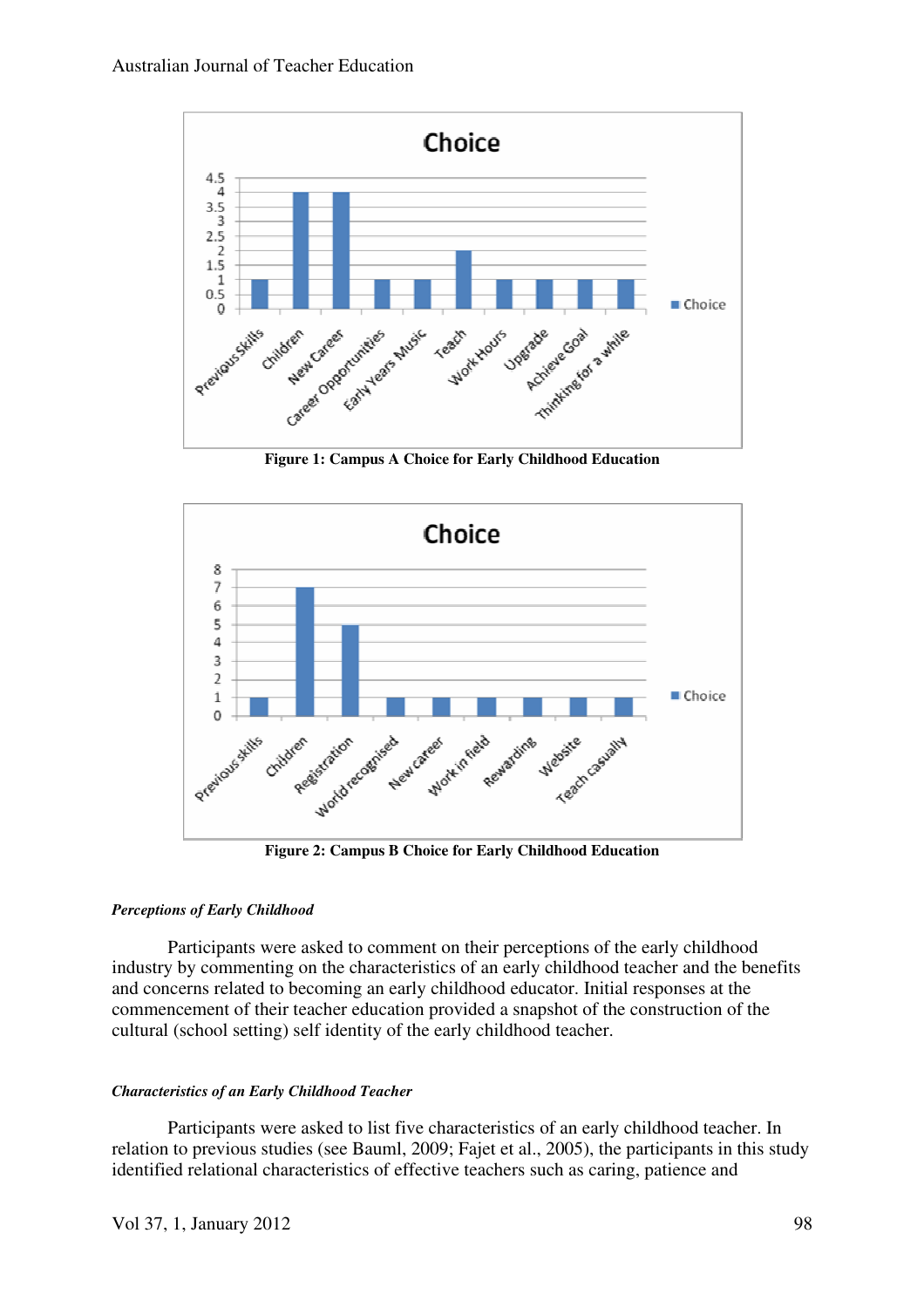| Choice (Campus A) | Count |
|---|---|
| Previous Skills | 1 |
| Children | 4 |
| New Career | 4 |
| Career Opportunities | 1 |
| Early Years Music | 1 |
| Teach | 2 |
| Work Hours | 1 |
| Upgrade | 1 |
| Achieve Goal | 1 |
| Thinking for a while | 1 |

**Figure 1: Campus A Choice for Early Childhood Education**

| Choice (Campus B) | Count |
|---|---|
| Previous skills | 1 |
| Children | 7 |
| Registration | 5 |
| World recognised | 1 |
| New career | 1 |
| Work in field | 1 |
| Rewarding | 1 |
| Website | 1 |
| Teach casually | 1 |

**Figure 2: Campus B Choice for Early Childhood Education**

### *Perceptions of Early Childhood*

Participants were asked to comment on their perceptions of the early childhood industry by commenting on the characteristics of an early childhood teacher and the benefits and concerns related to becoming an early childhood educator. Initial responses at the commencement of their teacher education provided a snapshot of the construction of the cultural (school setting) self identity of the early childhood teacher.

### *Characteristics of an Early Childhood Teacher*

Participants were asked to list five characteristics of an early childhood teacher. In relation to previous studies (see Bauml, 2009; Fajet et al., 2005), the participants in this study identified relational characteristics of effective teachers such as caring, patience and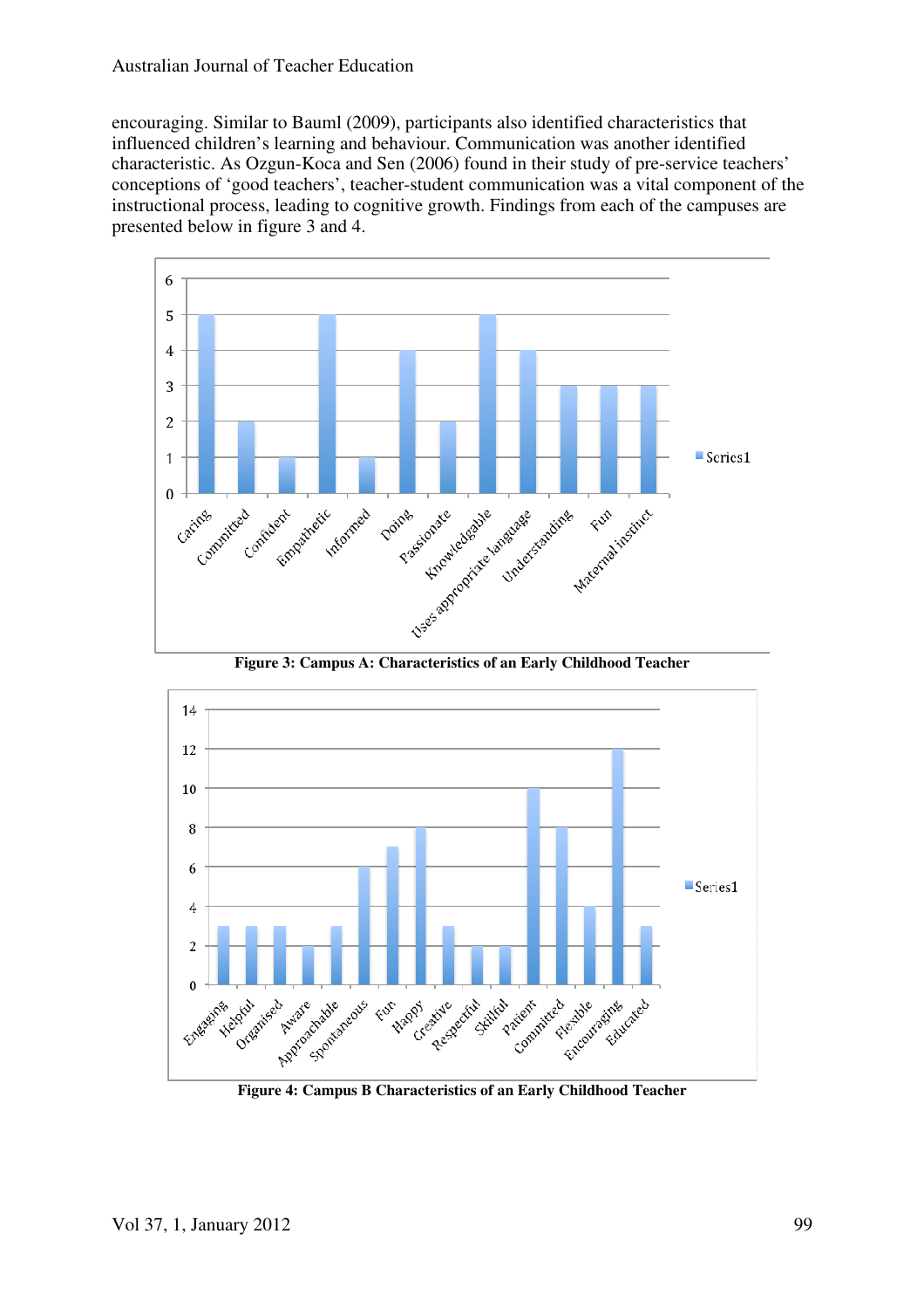encouraging. Similar to Bauml (2009), participants also identified characteristics that influenced children's learning and behaviour. Communication was another identified characteristic. As Ozgun-Koca and Sen (2006) found in their study of pre-service teachers' conceptions of 'good teachers', teacher-student communication was a vital component of the instructional process, leading to cognitive growth. Findings from each of the campuses are presented below in figure 3 and 4.

**Figure 3: Campus A: Characteristics of an Early Childhood Teacher**

**Figure 4: Campus B Characteristics of an Early Childhood Teacher**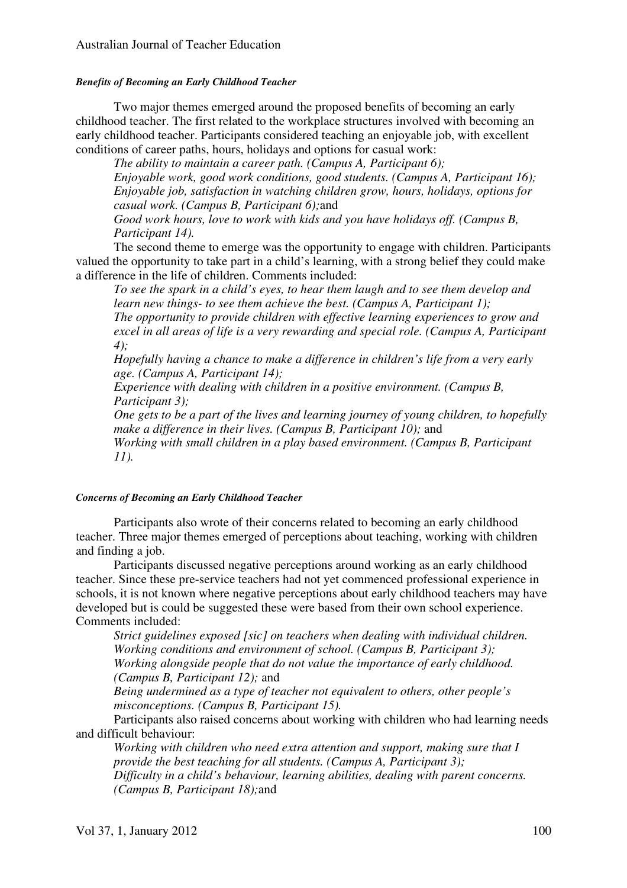#### *Benefits of Becoming an Early Childhood Teacher*

Two major themes emerged around the proposed benefits of becoming an early childhood teacher. The first related to the workplace structures involved with becoming an early childhood teacher. Participants considered teaching an enjoyable job, with excellent conditions of career paths, hours, holidays and options for casual work:

> *The ability to maintain a career path. (Campus A, Participant 6);*
> *Enjoyable work, good work conditions, good students. (Campus A, Participant 16);*
> *Enjoyable job, satisfaction in watching children grow, hours, holidays, options for casual work. (Campus B, Participant 6);* and
> *Good work hours, love to work with kids and you have holidays off. (Campus B, Participant 14).*

The second theme to emerge was the opportunity to engage with children. Participants valued the opportunity to take part in a child's learning, with a strong belief they could make a difference in the life of children. Comments included:

> *To see the spark in a child's eyes, to hear them laugh and to see them develop and learn new things- to see them achieve the best. (Campus A, Participant 1);*
> *The opportunity to provide children with effective learning experiences to grow and excel in all areas of life is a very rewarding and special role. (Campus A, Participant 4);*
> *Hopefully having a chance to make a difference in children's life from a very early age. (Campus A, Participant 14);*
> *Experience with dealing with children in a positive environment. (Campus B, Participant 3);*
> *One gets to be a part of the lives and learning journey of young children, to hopefully make a difference in their lives. (Campus B, Participant 10);* and
> *Working with small children in a play based environment. (Campus B, Participant 11).*

#### *Concerns of Becoming an Early Childhood Teacher*

Participants also wrote of their concerns related to becoming an early childhood teacher. Three major themes emerged of perceptions about teaching, working with children and finding a job.

Participants discussed negative perceptions around working as an early childhood teacher. Since these pre-service teachers had not yet commenced professional experience in schools, it is not known where negative perceptions about early childhood teachers may have developed but is could be suggested these were based from their own school experience. Comments included:

> *Strict guidelines exposed [sic] on teachers when dealing with individual children. Working conditions and environment of school. (Campus B, Participant 3);*
> *Working alongside people that do not value the importance of early childhood. (Campus B, Participant 12);* and
> *Being undermined as a type of teacher not equivalent to others, other people's misconceptions. (Campus B, Participant 15).*

Participants also raised concerns about working with children who had learning needs and difficult behaviour:

> *Working with children who need extra attention and support, making sure that I provide the best teaching for all students. (Campus A, Participant 3);*
> *Difficulty in a child's behaviour, learning abilities, dealing with parent concerns. (Campus B, Participant 18);* and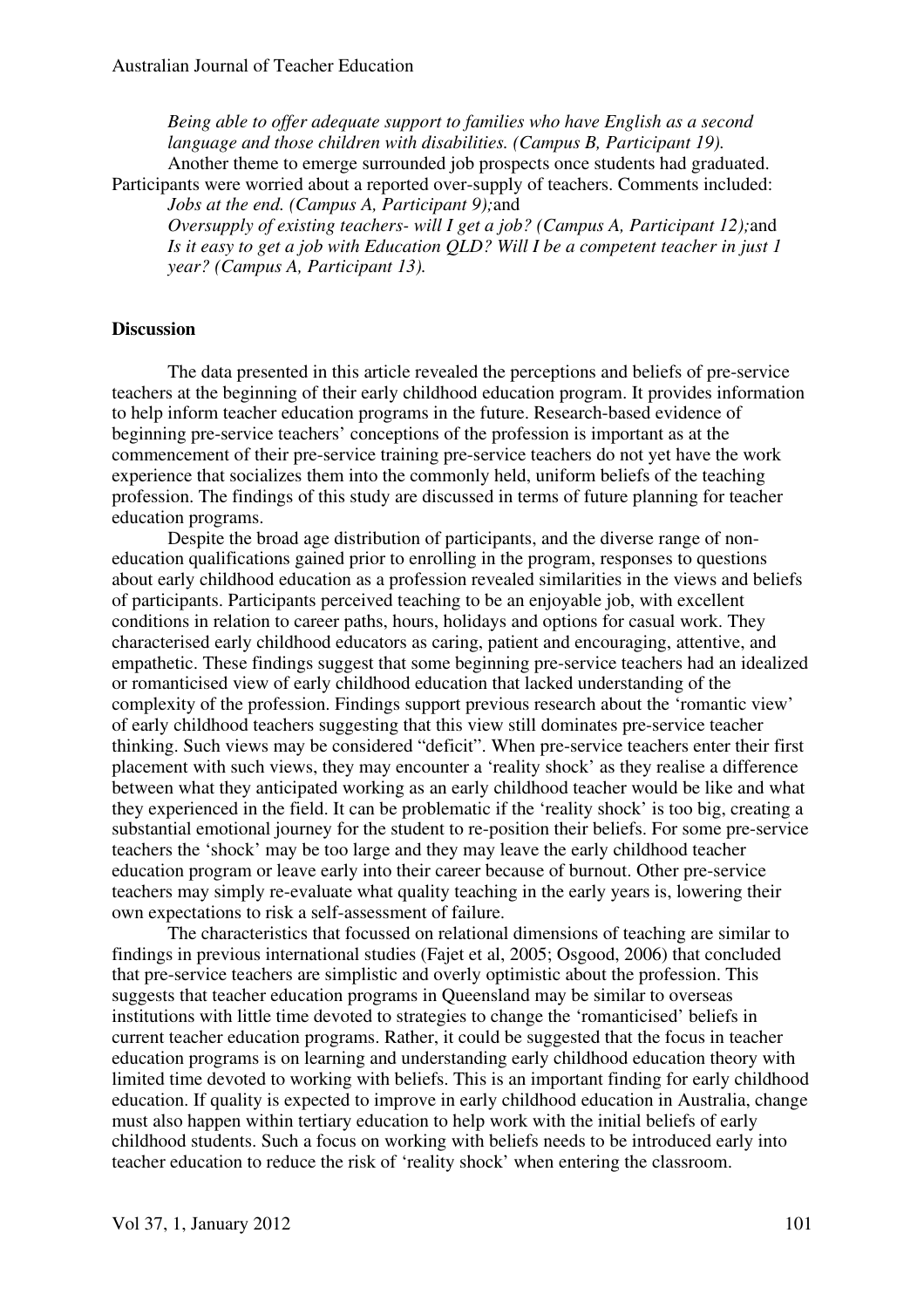*Being able to offer adequate support to families who have English as a second language and those children with disabilities. (Campus B, Participant 19).*

Another theme to emerge surrounded job prospects once students had graduated. Participants were worried about a reported over-supply of teachers. Comments included:

*Jobs at the end. (Campus A, Participant 9);*and

*Oversupply of existing teachers- will I get a job? (Campus A, Participant 12);*and

*Is it easy to get a job with Education QLD? Will I be a competent teacher in just 1 year? (Campus A, Participant 13).*

## Discussion

The data presented in this article revealed the perceptions and beliefs of pre-service teachers at the beginning of their early childhood education program. It provides information to help inform teacher education programs in the future. Research-based evidence of beginning pre-service teachers' conceptions of the profession is important as at the commencement of their pre-service training pre-service teachers do not yet have the work experience that socializes them into the commonly held, uniform beliefs of the teaching profession. The findings of this study are discussed in terms of future planning for teacher education programs.

Despite the broad age distribution of participants, and the diverse range of non-education qualifications gained prior to enrolling in the program, responses to questions about early childhood education as a profession revealed similarities in the views and beliefs of participants. Participants perceived teaching to be an enjoyable job, with excellent conditions in relation to career paths, hours, holidays and options for casual work. They characterised early childhood educators as caring, patient and encouraging, attentive, and empathetic. These findings suggest that some beginning pre-service teachers had an idealized or romanticised view of early childhood education that lacked understanding of the complexity of the profession. Findings support previous research about the 'romantic view' of early childhood teachers suggesting that this view still dominates pre-service teacher thinking. Such views may be considered "deficit". When pre-service teachers enter their first placement with such views, they may encounter a 'reality shock' as they realise a difference between what they anticipated working as an early childhood teacher would be like and what they experienced in the field. It can be problematic if the 'reality shock' is too big, creating a substantial emotional journey for the student to re-position their beliefs. For some pre-service teachers the 'shock' may be too large and they may leave the early childhood teacher education program or leave early into their career because of burnout. Other pre-service teachers may simply re-evaluate what quality teaching in the early years is, lowering their own expectations to risk a self-assessment of failure.

The characteristics that focussed on relational dimensions of teaching are similar to findings in previous international studies (Fajet et al, 2005; Osgood, 2006) that concluded that pre-service teachers are simplistic and overly optimistic about the profession. This suggests that teacher education programs in Queensland may be similar to overseas institutions with little time devoted to strategies to change the 'romanticised' beliefs in current teacher education programs. Rather, it could be suggested that the focus in teacher education programs is on learning and understanding early childhood education theory with limited time devoted to working with beliefs. This is an important finding for early childhood education. If quality is expected to improve in early childhood education in Australia, change must also happen within tertiary education to help work with the initial beliefs of early childhood students. Such a focus on working with beliefs needs to be introduced early into teacher education to reduce the risk of 'reality shock' when entering the classroom.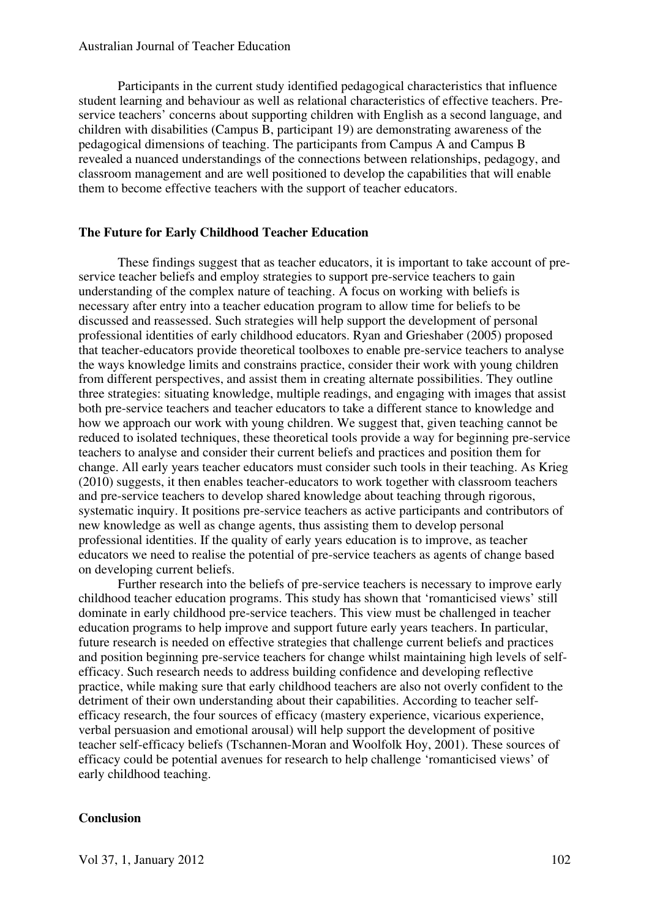Participants in the current study identified pedagogical characteristics that influence student learning and behaviour as well as relational characteristics of effective teachers. Pre-service teachers' concerns about supporting children with English as a second language, and children with disabilities (Campus B, participant 19) are demonstrating awareness of the pedagogical dimensions of teaching. The participants from Campus A and Campus B revealed a nuanced understandings of the connections between relationships, pedagogy, and classroom management and are well positioned to develop the capabilities that will enable them to become effective teachers with the support of teacher educators.

## The Future for Early Childhood Teacher Education

These findings suggest that as teacher educators, it is important to take account of pre-service teacher beliefs and employ strategies to support pre-service teachers to gain understanding of the complex nature of teaching. A focus on working with beliefs is necessary after entry into a teacher education program to allow time for beliefs to be discussed and reassessed. Such strategies will help support the development of personal professional identities of early childhood educators. Ryan and Grieshaber (2005) proposed that teacher-educators provide theoretical toolboxes to enable pre-service teachers to analyse the ways knowledge limits and constrains practice, consider their work with young children from different perspectives, and assist them in creating alternate possibilities. They outline three strategies: situating knowledge, multiple readings, and engaging with images that assist both pre-service teachers and teacher educators to take a different stance to knowledge and how we approach our work with young children. We suggest that, given teaching cannot be reduced to isolated techniques, these theoretical tools provide a way for beginning pre-service teachers to analyse and consider their current beliefs and practices and position them for change. All early years teacher educators must consider such tools in their teaching. As Krieg (2010) suggests, it then enables teacher-educators to work together with classroom teachers and pre-service teachers to develop shared knowledge about teaching through rigorous, systematic inquiry. It positions pre-service teachers as active participants and contributors of new knowledge as well as change agents, thus assisting them to develop personal professional identities. If the quality of early years education is to improve, as teacher educators we need to realise the potential of pre-service teachers as agents of change based on developing current beliefs.

Further research into the beliefs of pre-service teachers is necessary to improve early childhood teacher education programs. This study has shown that 'romanticised views' still dominate in early childhood pre-service teachers. This view must be challenged in teacher education programs to help improve and support future early years teachers. In particular, future research is needed on effective strategies that challenge current beliefs and practices and position beginning pre-service teachers for change whilst maintaining high levels of self-efficacy. Such research needs to address building confidence and developing reflective practice, while making sure that early childhood teachers are also not overly confident to the detriment of their own understanding about their capabilities. According to teacher self-efficacy research, the four sources of efficacy (mastery experience, vicarious experience, verbal persuasion and emotional arousal) will help support the development of positive teacher self-efficacy beliefs (Tschannen-Moran and Woolfolk Hoy, 2001). These sources of efficacy could be potential avenues for research to help challenge 'romanticised views' of early childhood teaching.

## Conclusion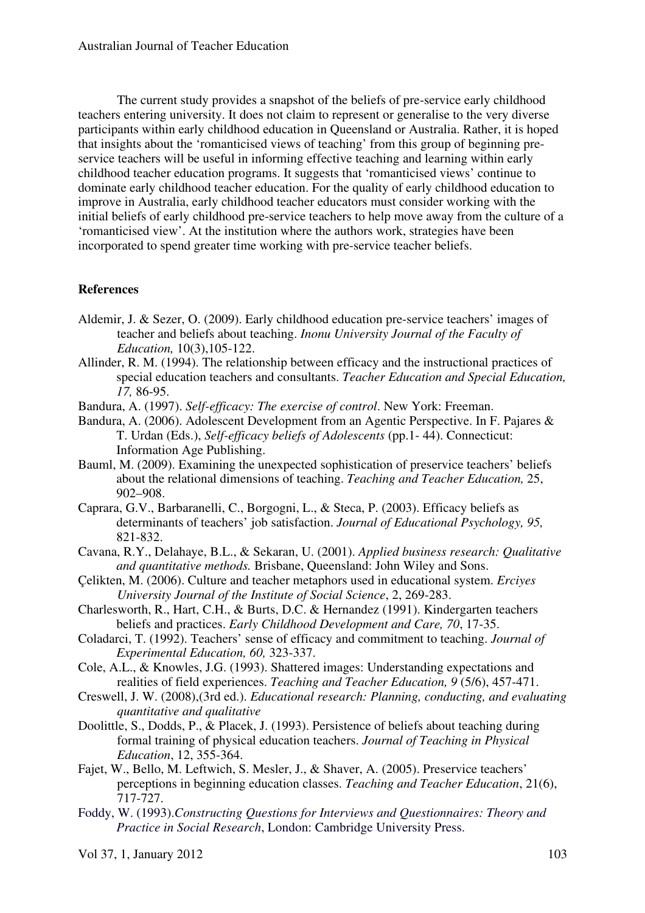The current study provides a snapshot of the beliefs of pre-service early childhood teachers entering university. It does not claim to represent or generalise to the very diverse participants within early childhood education in Queensland or Australia. Rather, it is hoped that insights about the 'romanticised views of teaching' from this group of beginning pre-service teachers will be useful in informing effective teaching and learning within early childhood teacher education programs. It suggests that 'romanticised views' continue to dominate early childhood teacher education. For the quality of early childhood education to improve in Australia, early childhood teacher educators must consider working with the initial beliefs of early childhood pre-service teachers to help move away from the culture of a 'romanticised view'. At the institution where the authors work, strategies have been incorporated to spend greater time working with pre-service teacher beliefs.

## References

Aldemir, J. & Sezer, O. (2009). Early childhood education pre-service teachers' images of teacher and beliefs about teaching. *Inonu University Journal of the Faculty of Education,* 10(3),105-122.

Allinder, R. M. (1994). The relationship between efficacy and the instructional practices of special education teachers and consultants. *Teacher Education and Special Education, 17,* 86-95.

Bandura, A. (1997). *Self-efficacy: The exercise of control*. New York: Freeman.

Bandura, A. (2006). Adolescent Development from an Agentic Perspective. In F. Pajares & T. Urdan (Eds.), *Self-efficacy beliefs of Adolescents* (pp.1- 44). Connecticut: Information Age Publishing.

Bauml, M. (2009). Examining the unexpected sophistication of preservice teachers' beliefs about the relational dimensions of teaching. *Teaching and Teacher Education,* 25, 902–908.

Caprara, G.V., Barbaranelli, C., Borgogni, L., & Steca, P. (2003). Efficacy beliefs as determinants of teachers' job satisfaction. *Journal of Educational Psychology, 95,* 821-832.

Cavana, R.Y., Delahaye, B.L., & Sekaran, U. (2001). *Applied business research: Qualitative and quantitative methods.* Brisbane, Queensland: John Wiley and Sons.

Çelikten, M. (2006). Culture and teacher metaphors used in educational system. *Erciyes University Journal of the Institute of Social Science*, 2, 269-283.

Charlesworth, R., Hart, C.H., & Burts, D.C. & Hernandez (1991). Kindergarten teachers beliefs and practices. *Early Childhood Development and Care, 70*, 17-35.

Coladarci, T. (1992). Teachers' sense of efficacy and commitment to teaching. *Journal of Experimental Education, 60,* 323-337.

Cole, A.L., & Knowles, J.G. (1993). Shattered images: Understanding expectations and realities of field experiences. *Teaching and Teacher Education, 9* (5/6), 457-471.

Creswell, J. W. (2008),(3rd ed.). *Educational research: Planning, conducting, and evaluating quantitative and qualitative*

Doolittle, S., Dodds, P., & Placek, J. (1993). Persistence of beliefs about teaching during formal training of physical education teachers. *Journal of Teaching in Physical Education*, 12, 355-364.

Fajet, W., Bello, M. Leftwich, S. Mesler, J., & Shaver, A. (2005). Preservice teachers' perceptions in beginning education classes. *Teaching and Teacher Education*, 21(6), 717-727.

Foddy, W. (1993).*Constructing Questions for Interviews and Questionnaires: Theory and Practice in Social Research*, London: Cambridge University Press.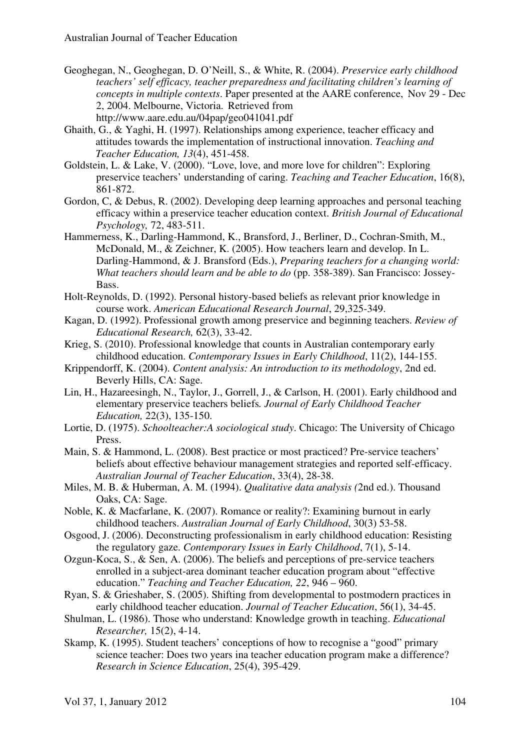Geoghegan, N., Geoghegan, D. O'Neill, S., & White, R. (2004). *Preservice early childhood teachers' self efficacy, teacher preparedness and facilitating children's learning of concepts in multiple contexts*. Paper presented at the AARE conference, Nov 29 - Dec 2, 2004. Melbourne, Victoria. Retrieved from http://www.aare.edu.au/04pap/geo041041.pdf

Ghaith, G., & Yaghi, H. (1997). Relationships among experience, teacher efficacy and attitudes towards the implementation of instructional innovation. *Teaching and Teacher Education, 13*(4), 451-458.

Goldstein, L. & Lake, V. (2000). "Love, love, and more love for children": Exploring preservice teachers' understanding of caring. *Teaching and Teacher Education*, 16(8), 861-872.

Gordon, C, & Debus, R. (2002). Developing deep learning approaches and personal teaching efficacy within a preservice teacher education context. *British Journal of Educational Psychology,* 72, 483-511.

Hammerness, K., Darling-Hammond, K., Bransford, J., Berliner, D., Cochran-Smith, M., McDonald, M., & Zeichner, K. (2005). How teachers learn and develop. In L. Darling-Hammond, & J. Bransford (Eds.), *Preparing teachers for a changing world: What teachers should learn and be able to do* (pp. 358-389). San Francisco: Jossey-Bass.

Holt-Reynolds, D. (1992). Personal history-based beliefs as relevant prior knowledge in course work. *American Educational Research Journal*, 29,325-349.

Kagan, D. (1992). Professional growth among preservice and beginning teachers. *Review of Educational Research,* 62(3), 33-42.

Krieg, S. (2010). Professional knowledge that counts in Australian contemporary early childhood education. *Contemporary Issues in Early Childhood*, 11(2), 144-155.

Krippendorff, K. (2004). *Content analysis: An introduction to its methodology*, 2nd ed. Beverly Hills, CA: Sage.

Lin, H., Hazareesingh, N., Taylor, J., Gorrell, J., & Carlson, H. (2001). Early childhood and elementary preservice teachers beliefs*. Journal of Early Childhood Teacher Education,* 22(3), 135-150.

Lortie, D. (1975). *Schoolteacher:A sociological study*. Chicago: The University of Chicago Press.

Main, S. & Hammond, L. (2008). Best practice or most practiced? Pre-service teachers' beliefs about effective behaviour management strategies and reported self-efficacy. *Australian Journal of Teacher Education*, 33(4), 28-38.

Miles, M. B. & Huberman, A. M. (1994). *Qualitative data analysis (*2nd ed.). Thousand Oaks, CA: Sage.

Noble, K. & Macfarlane, K. (2007). Romance or reality?: Examining burnout in early childhood teachers. *Australian Journal of Early Childhood*, 30(3) 53-58.

Osgood, J. (2006). Deconstructing professionalism in early childhood education: Resisting the regulatory gaze. *Contemporary Issues in Early Childhood*, 7(1), 5-14.

Ozgun-Koca, S., & Sen, A. (2006). The beliefs and perceptions of pre-service teachers enrolled in a subject-area dominant teacher education program about "effective education." *Teaching and Teacher Education, 22*, 946 – 960.

Ryan, S. & Grieshaber, S. (2005). Shifting from developmental to postmodern practices in early childhood teacher education. *Journal of Teacher Education*, 56(1), 34-45.

Shulman, L. (1986). Those who understand: Knowledge growth in teaching. *Educational Researcher,* 15(2), 4-14.

Skamp, K. (1995). Student teachers' conceptions of how to recognise a "good" primary science teacher: Does two years ina teacher education program make a difference? *Research in Science Education*, 25(4), 395-429.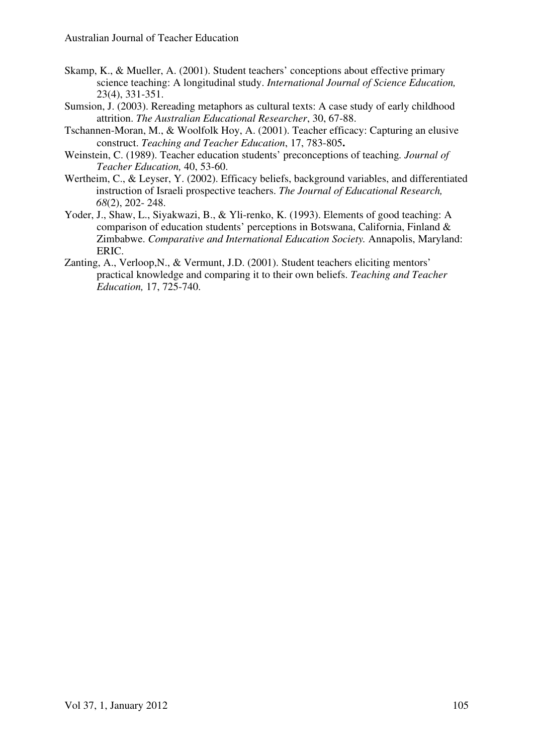Skamp, K., & Mueller, A. (2001). Student teachers' conceptions about effective primary science teaching: A longitudinal study. *International Journal of Science Education,* 23(4), 331-351.

Sumsion, J. (2003). Rereading metaphors as cultural texts: A case study of early childhood attrition. *The Australian Educational Researcher*, 30, 67-88.

Tschannen-Moran, M., & Woolfolk Hoy, A. (2001). Teacher efficacy: Capturing an elusive construct. *Teaching and Teacher Education*, 17, 783-805**.**

Weinstein, C. (1989). Teacher education students' preconceptions of teaching. *Journal of Teacher Education,* 40, 53-60.

Wertheim, C., & Leyser, Y. (2002). Efficacy beliefs, background variables, and differentiated instruction of Israeli prospective teachers. *The Journal of Educational Research, 68*(2), 202- 248.

Yoder, J., Shaw, L., Siyakwazi, B., & Yli-renko, K. (1993). Elements of good teaching: A comparison of education students' perceptions in Botswana, California, Finland & Zimbabwe. *Comparative and International Education Society.* Annapolis, Maryland: ERIC.

Zanting, A., Verloop,N., & Vermunt, J.D. (2001). Student teachers eliciting mentors' practical knowledge and comparing it to their own beliefs. *Teaching and Teacher Education,* 17, 725-740.